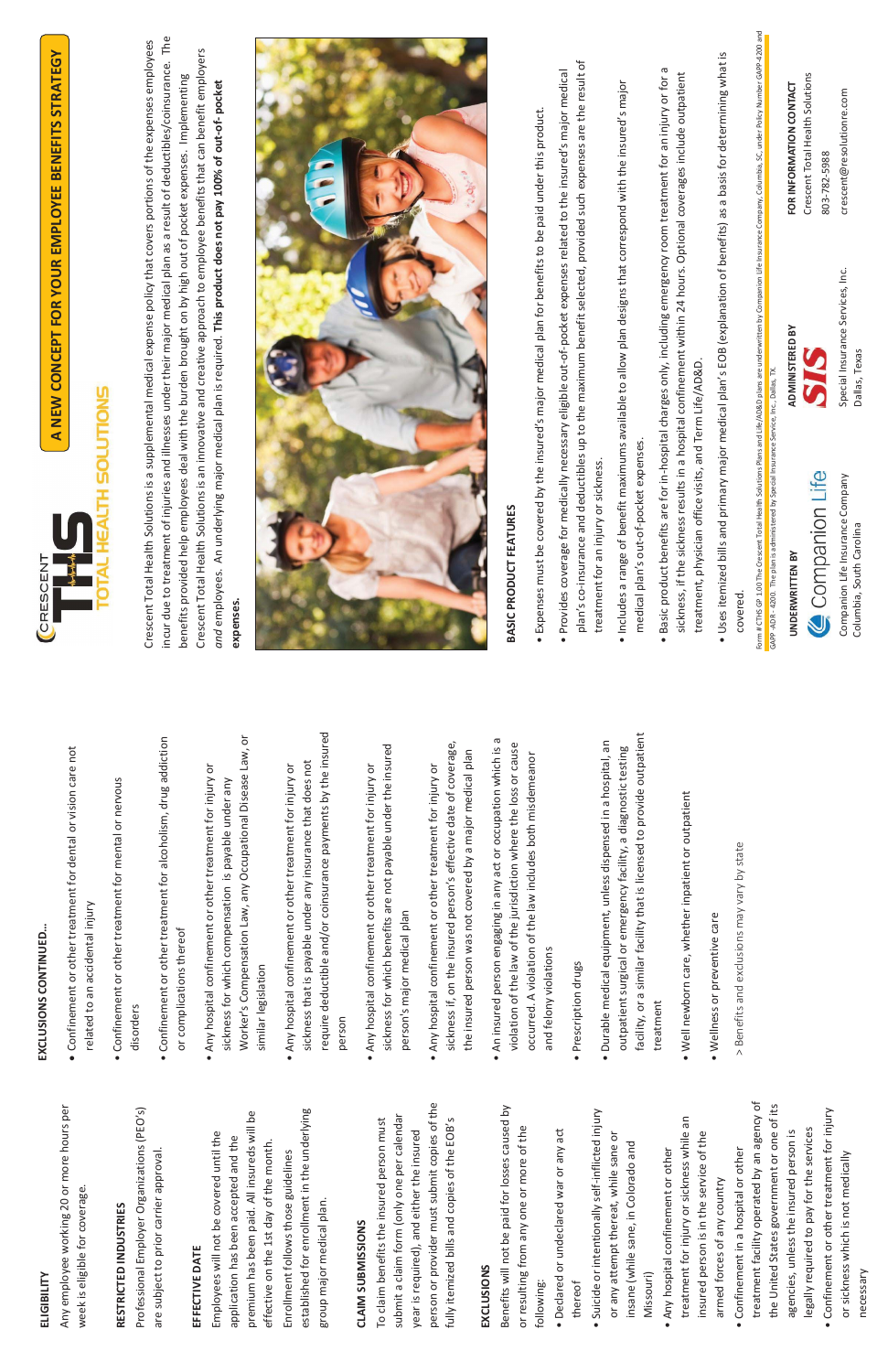# CRESCENT THS TOTAL HEALTH SOLUTIONS

## A NEW CONCEPT FOR YOUR EMPLOYEE BENEFITS STRATEGY

Crescent Total Health Solutions is a supplemental medical expense policy that covers portions of the expenses employees incur due to treatment of injuries and illnesses under their major medical plan as a result of deductibles/coinsurance. The benefits provided help employees deal with the burden brought on by high out of pocket expenses. Implementing Crescent Total Health Solutions is an innovative and creative approach to employee benefits that can benefit employers *and* employees. An underlying major medical plan is required. **This product does not pay 100% of out-of- pocket expenses.**

### BASIC PRODUCT FEATURES

- Expenses must be covered by the insured's major medical plan for benefits to be paid under this product.
- Provides coverage for medically necessary eligible out-of-pocket expenses related to the insured's major medical plan's co-insurance and deductibles up to the maximum benefit selected, provided such expenses are the result of treatment for an injury or sickness.
- Includes a range of benefit maximums available to allow plan designs that correspond with the insured's major medical plan's out-of-pocket expenses.
- Basic product benefits are for in-hospital charges only, including emergency room treatment for an injury or for a sickness, if the sickness results in a hospital confinement within 24 hours. Optional coverages include outpatient treatment, physician office visits, and Term Life/AD&D.
- Uses itemized bills and primary major medical plan's EOB (explanation of benefits) as a basis for determining what is covered.

Form # CTHS GP 1.00 The Crescent Total Health Solutions Plans and Term Life/AD&D plans are underwritten by Companion Life Insurance Company, Columbia, SC, under Policy Number GAPP-4200 and GAPP -ADX - 4200. The plan is administered by Special Insurance Service, Inc., Dallas, TX.

**UNDERWRITTEN BY**
Companion Life
Companion Life Insurance Company
Columbia, South Carolina

**ADMINISTERED BY**
SIS
Special Insurance Services, Inc.
Dallas, Texas

**FOR INFORMATION CONTACT**
Crescent Total Health Solutions
803-782-5988
crescent@resolutionre.com

### ELIGIBILITY

Any employee working 20 or more hours per week is eligible for coverage.

### RESTRICTED INDUSTRIES

Professional Employer Organizations (PEO's) are subject to prior carrier approval.

### EFFECTIVE DATE

Employees will not be covered until the application has been accepted and the premium has been paid. All insureds will be effective on the 1st day of the month. Enrollment follows those guidelines established for enrollment in the underlying group major medical plan.

### CLAIM SUBMISSIONS

To claim benefits the insured person must submit a claim form (only one per calendar year is required), and either the insured person or provider must submit copies of the fully itemized bills and copies of the EOB's

### EXCLUSIONS

Benefits will not be paid for losses caused by or resulting from any one or more of the following:

- Declared or undeclared war or any act thereof
- Suicide or intentionally self-inflicted injury or any attempt thereat, while sane or insane (while sane, in Colorado and Missouri)
- Any hospital confinement or other treatment for injury or sickness while an insured person is in the service of the armed forces of any country
- Confinement in a hospital or other treatment facility operated by an agency of the United States government or one of its agencies, unless the insured person is legally required to pay for the services
- Confinement or other treatment for injury or sickness which is not medically necessary

### EXCLUSIONS CONTINUED...

- Confinement or other treatment for dental or vision care not related to an accidental injury
- Confinement or other treatment for mental or nervous disorders
- Confinement or other treatment for alcoholism, drug addiction or complications thereof
- Any hospital confinement or other treatment for injury or sickness for which compensation is payable under any Worker's Compensation Law, any Occupational Disease Law, or similar legislation
- Any hospital confinement or other treatment for injury or sickness that is payable under any insurance that does not require deductible and/or coinsurance payments by the insured person
- Any hospital confinement or other treatment for injury or sickness for which benefits are not payable under the insured person's major medical plan
- Any hospital confinement or other treatment for injury or sickness if, on the insured person's effective date of coverage, the insured person was not covered by a major medical plan
- An insured person engaging in any act or occupation which is a violation of the law of the jurisdiction where the loss or cause occurred. A violation of the law includes both misdemeanor and felony violations
- Prescription drugs
- Durable medical equipment, unless dispensed in a hospital, an outpatient surgical or emergency facility, a diagnostic testing facility, or a similar facility that is licensed to provide outpatient treatment
- Well newborn care, whether inpatient or outpatient
- Wellness or preventive care

> Benefits and exclusions may vary by state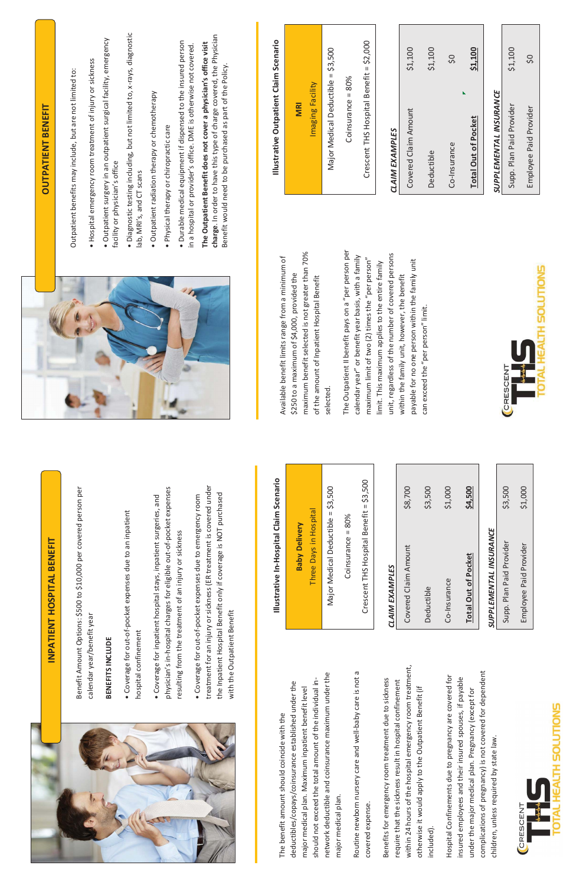# INPATIENT HOSPITAL BENEFIT

Benefit Amount Options: $500 to $10,000 per covered person per calendar year/benefit year

**BENEFITS INCLUDE**

- Coverage for out-of-pocket expenses due to an inpatient hospital confinement
- Coverage for inpatient hospital stays, inpatient surgeries, and physician's in-hospital charges for eligible out-of-pocket expenses resulting from the treatment of an injury or sickness
- Coverage for out-of-pocket expenses due to emergency room treatment for an injury or sickness (ER treatment is covered under the Inpatient Hospital Benefit only if coverage is NOT purchased with the Outpatient Benefit

The benefit amount should coincide with the deductibles/copays/coinsurance established under the major medical plan. Maximum inpatient benefit level should not exceed the total amount of the individual in-network deductible and coinsurance maximum under the major medical plan.

Routine newborn nursery care and well-baby care is not a covered expense.

Benefits for emergency room treatment due to sickness require that the sickness result in hospital confinement within 24 hours of the hospital emergency room treatment, otherwise it would apply to the Outpatient Benefit (if included).

Hospital Confinements due to pregnancy are covered for insured employees and their insured spouses, if payable under the major medical plan. Pregnancy (except for complications of pregnancy) is not covered for dependent children, unless required by state law.

## Illustrative In-Hospital Claim Scenario

**Baby Delivery**
Three Days in Hospital

Major Medical Deductible = $3,500

Coinsurance = 80%

Crescent THS Hospital Benefit = $3,500

***CLAIM EXAMPLES***

| | |
|---|---|
| Covered Claim Amount | $8,700 |
| Deductible | $3,500 |
| Co-Insurance | $1,000 |
| **Total Out of Pocket** | **$4,500** |

***SUPPLEMENTAL INSURANCE***

| | |
|---|---|
| Supp. Plan Paid Provider | $3,500 |
| Employee Paid Provider | $1,000 |

CRESCENT THS TOTAL HEALTH SOLUTIONS

# OUTPATIENT BENEFIT

Outpatient benefits may include, but are not limited to:

- Hospital emergency room treatment of injury or sickness
- Outpatient surgery in an outpatient surgical facility, emergency facility or physician's office
- Diagnostic testing including, but not limited to, x-rays, diagnostic lab, MRI's, and CT scans
- Outpatient radiation therapy or chemotherapy
- Physical therapy or chiropractic care
- Durable medical equipment if dispensed to the insured person in a hospital or provider's office. DME is otherwise not covered.

**The Outpatient Benefit does not cover a physician's office visit charge.** In order to have this type of charge covered, the Physician Benefit would need to be purchased as part of the Policy.

Available benefit limits range from a minimum of $250 to a maximum of $4,000, provided the maximum benefit selected is not greater than 70% of the amount of Inpatient Hospital Benefit selected.

The Outpatient II benefit pays on a "per person per calendar year" or benefit year basis, with a family maximum limit of two (2) times the "per person" limit. This maximum applies to the entire family unit, regardless of the number of covered persons within the family unit, however, the benefit payable for no one person within the family unit can exceed the "per person" limit.

## Illustrative Outpatient Claim Scenario

**MRI**
Imaging Facility

Major Medical Deductible = $3,500

Coinsurance = 80%

Crescent THS Hospital Benefit = $2,000

***CLAIM EXAMPLES***

| | |
|---|---|
| Covered Claim Amount | $1,100 |
| Deductible | $1,100 |
| Co-Insurance | $0 |
| **Total Out of Pocket** | **$1,100** |

***SUPPLEMENTAL INSURANCE***

| | |
|---|---|
| Supp. Plan Paid Provider | $1,100 |
| Employee Paid Provider | $0 |

CRESCENT THS TOTAL HEALTH SOLUTIONS